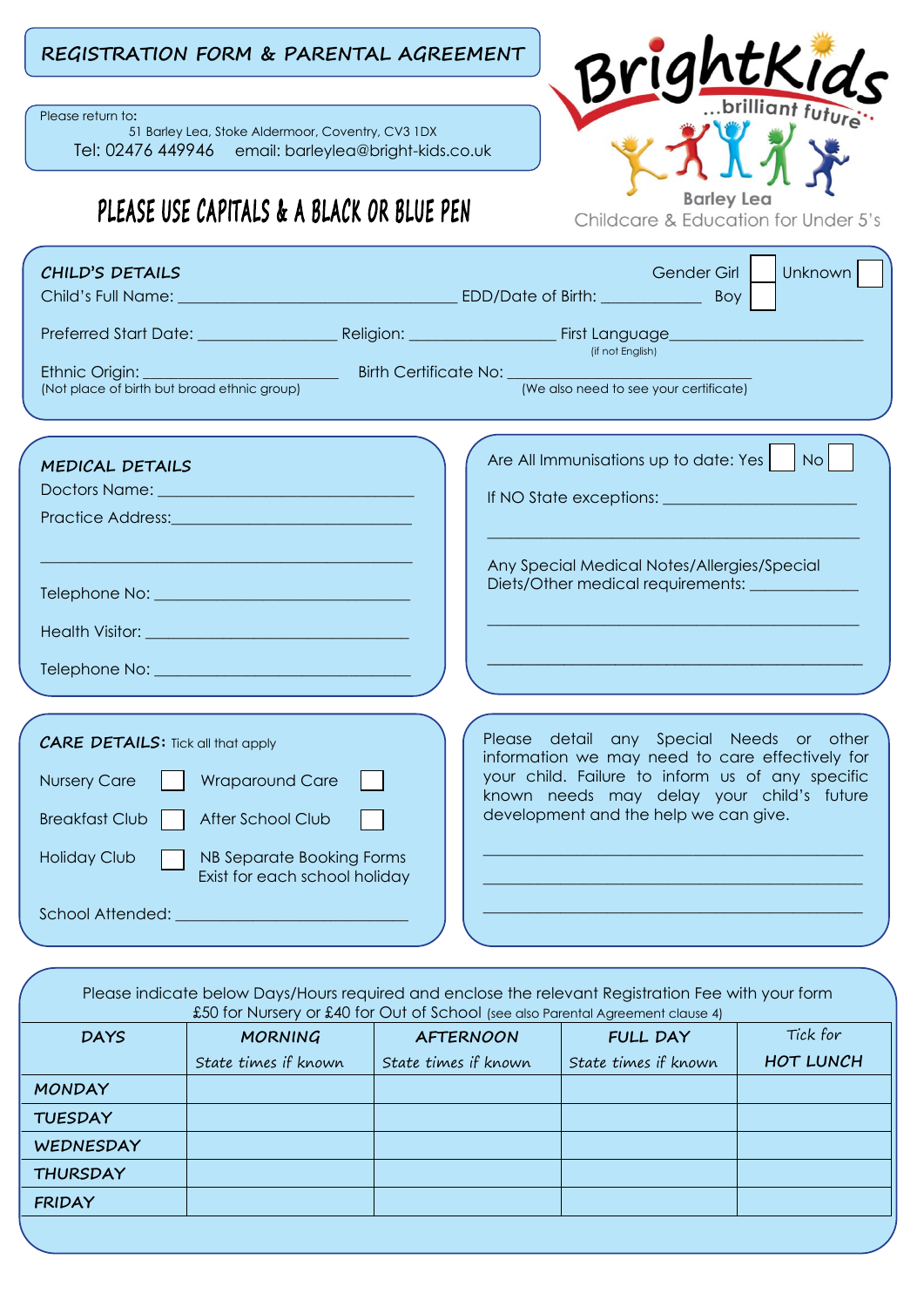# REGISTRATION FORM & PARENTAL AGREEMENT

Please return to:
51 Barley Lea, Stoke Aldermoor, Coventry, CV3 1DX
Tel: 02476 449946 email: barleylea@bright-kids.co.uk

BrightKids ...brilliant future
Barley Lea
Childcare & Education for Under 5's

**PLEASE USE CAPITALS & A BLACK OR BLUE PEN**

## CHILD'S DETAILS

Gender Girl ☐ Unknown ☐ Boy ☐

Child's Full Name: ______________________ EDD/Date of Birth: ____________

Preferred Start Date: ____________ Religion: ____________ First Language____________ (if not English)

Ethnic Origin: ____________ (Not place of birth but broad ethnic group)

Birth Certificate No: ____________ (We also need to see your certificate)

## MEDICAL DETAILS

Doctors Name: ______________________

Practice Address: ______________________

______________________

Telephone No: ______________________

Health Visitor: ______________________

Telephone No: ______________________

Are All Immunisations up to date: Yes ☐ No ☐

If NO State exceptions: ______________________

______________________

Any Special Medical Notes/Allergies/Special Diets/Other medical requirements: ____________

______________________

______________________

## CARE DETAILS: Tick all that apply

Nursery Care ☐ Wraparound Care ☐

Breakfast Club ☐ After School Club ☐

Holiday Club ☐ NB Separate Booking Forms Exist for each school holiday

School Attended: ______________________

Please detail any Special Needs or other information we may need to care effectively for your child. Failure to inform us of any specific known needs may delay your child's future development and the help we can give.

______________________

______________________

______________________

Please indicate below Days/Hours required and enclose the relevant Registration Fee with your form £50 for Nursery or £40 for Out of School (see also Parental Agreement clause 4)

| DAYS | MORNING<br>State times if known | AFTERNOON<br>State times if known | FULL DAY<br>State times if known | Tick for<br>HOT LUNCH |
|---|---|---|---|---|
| MONDAY | | | | |
| TUESDAY | | | | |
| WEDNESDAY | | | | |
| THURSDAY | | | | |
| FRIDAY | | | | |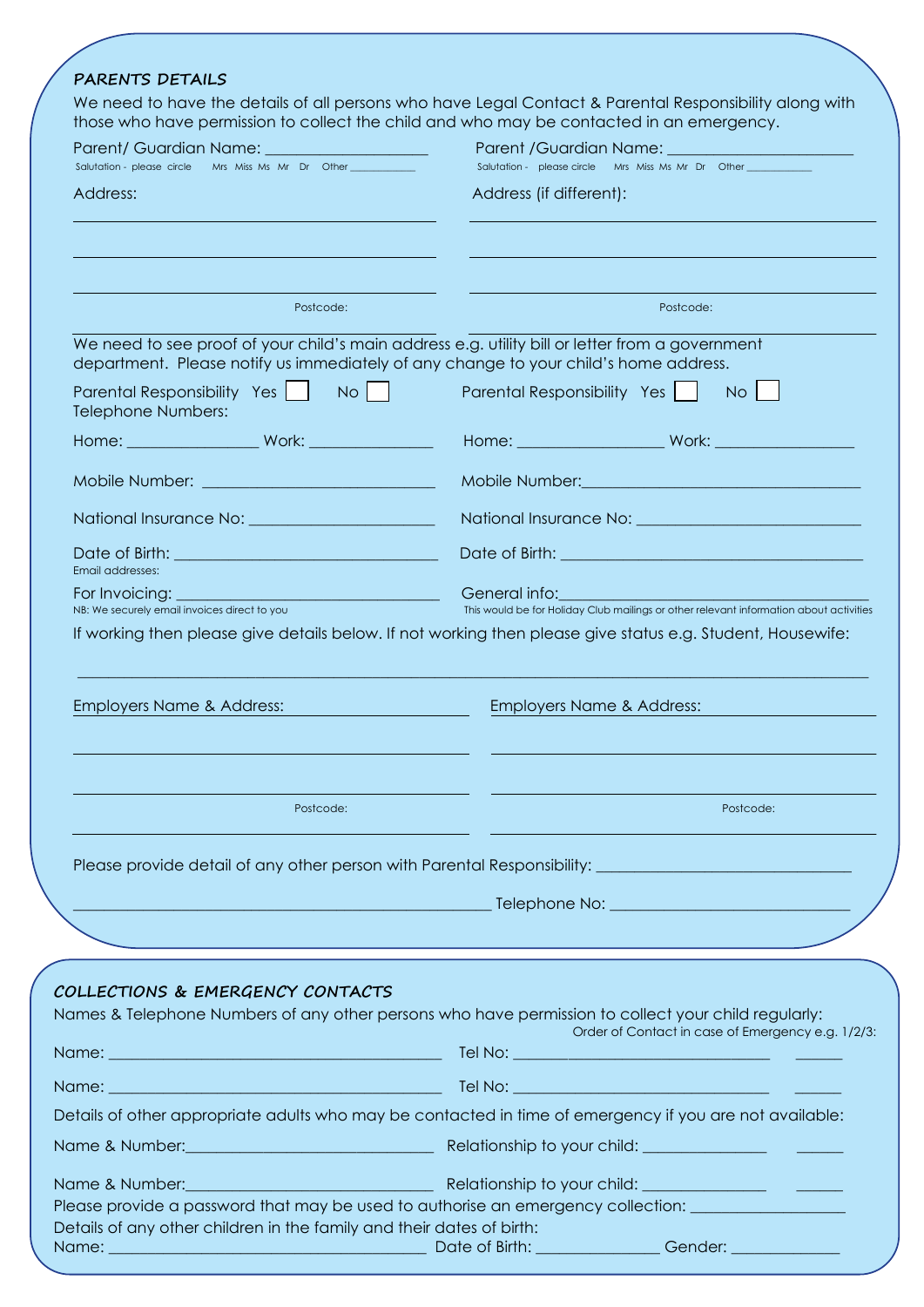### PARENTS DETAILS

We need to have the details of all persons who have Legal Contact & Parental Responsibility along with those who have permission to collect the child and who may be contacted in an emergency.

| | |
|---|---|
| Parent/ Guardian Name: ____________________ | Parent /Guardian Name: ______________________ |
| Salutation - please circle Mrs Miss Ms Mr Dr Other ____________ | Salutation - please circle Mrs Miss Ms Mr Dr Other ____________ |
| Address: | Address (if different): |
| ____________________ | ____________________ |
| ____________________ | ____________________ |
| ____________________ | ____________________ |
| Postcode: ____________________ | Postcode: ____________________ |

We need to see proof of your child's main address e.g. utility bill or letter from a government department. Please notify us immediately of any change to your child's home address.

| | |
|---|---|
| Parental Responsibility Yes ☐ No ☐ | Parental Responsibility Yes ☐ No ☐ |
| Telephone Numbers: | |
| Home: ________________ Work: ________________ | Home: __________________ Work: _________________ |
| Mobile Number: ____________________________ | Mobile Number: ___________________________________ |
| National Insurance No: ______________________ | National Insurance No: ___________________________ |
| Date of Birth: ________________________________ | Date of Birth: _____________________________________ |
| Email addresses: | |
| For Invoicing: ______________________________ | General info: ______________________________________ |
| NB: We securely email invoices direct to you | This would be for Holiday Club mailings or other relevant information about activities |

If working then please give details below. If not working then please give status e.g. Student, Housewife:

______________________________________________________________________________

| | |
|---|---|
| Employers Name & Address: ____________________ | Employers Name & Address: ____________________ |
| ____________________ | ____________________ |
| ____________________ | ____________________ |
| Postcode: ____________________ | Postcode: ____________________ |

Please provide detail of any other person with Parental Responsibility: _______________________________

__________________________________________________ Telephone No: _____________________________

### COLLECTIONS & EMERGENCY CONTACTS

Names & Telephone Numbers of any other persons who have permission to collect your child regularly:

Order of Contact in case of Emergency e.g. 1/2/3:

Name: ________________________________________ Tel No: _______________________________ ______

Name: ________________________________________ Tel No: _______________________________ ______

Details of other appropriate adults who may be contacted in time of emergency if you are not available:

Name & Number: ______________________________ Relationship to your child: _______________ ______

Name & Number: ______________________________ Relationship to your child: _______________ ______

Please provide a password that may be used to authorise an emergency collection: ___________________

Details of any other children in the family and their dates of birth:

Name: ______________________________________ Date of Birth: _______________ Gender: _____________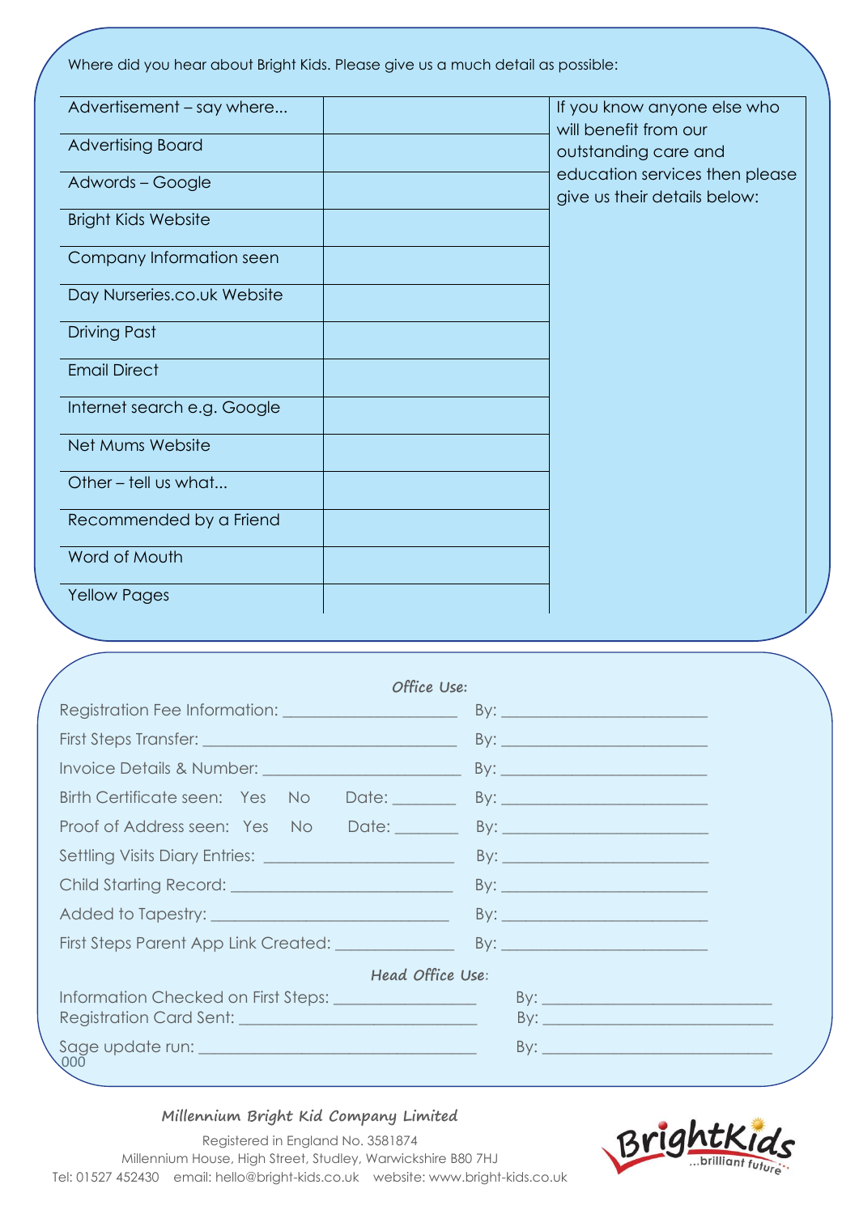Where did you hear about Bright Kids. Please give us a much detail as possible:

| | | If you know anyone else who will benefit from our outstanding care and education services then please give us their details below: |
|---|---|---|
| Advertisement – say where... | | |
| Advertising Board | | |
| Adwords – Google | | |
| Bright Kids Website | | |
| Company Information seen | | |
| Day Nurseries.co.uk Website | | |
| Driving Past | | |
| Email Direct | | |
| Internet search e.g. Google | | |
| Net Mums Website | | |
| Other – tell us what... | | |
| Recommended by a Friend | | |
| Word of Mouth | | |
| Yellow Pages | | |

***Office Use:***

Registration Fee Information: ____________________ By: ________________________

First Steps Transfer: ____________________________ By: ________________________

Invoice Details & Number: ______________________ By: ________________________

Birth Certificate seen: Yes No Date: _______ By: ________________________

Proof of Address seen: Yes No Date: _______ By: ________________________

Settling Visits Diary Entries: _____________________ By: ________________________

Child Starting Record: __________________________ By: ________________________

Added to Tapestry: ____________________________ By: ________________________

First Steps Parent App Link Created: ______________ By: ________________________

***Head Office Use:***

Information Checked on First Steps: ________________ By: ___________________________

Registration Card Sent: ____________________________ By: ___________________________

Sage update run: _________________________________ By: ___________________________

000

**Millennium Bright Kid Company Limited**

Registered in England No. 3581874
Millennium House, High Street, Studley, Warwickshire B80 7HJ
Tel: 01527 452430 email: hello@bright-kids.co.uk website: www.bright-kids.co.uk

BrightKids ...brilliant future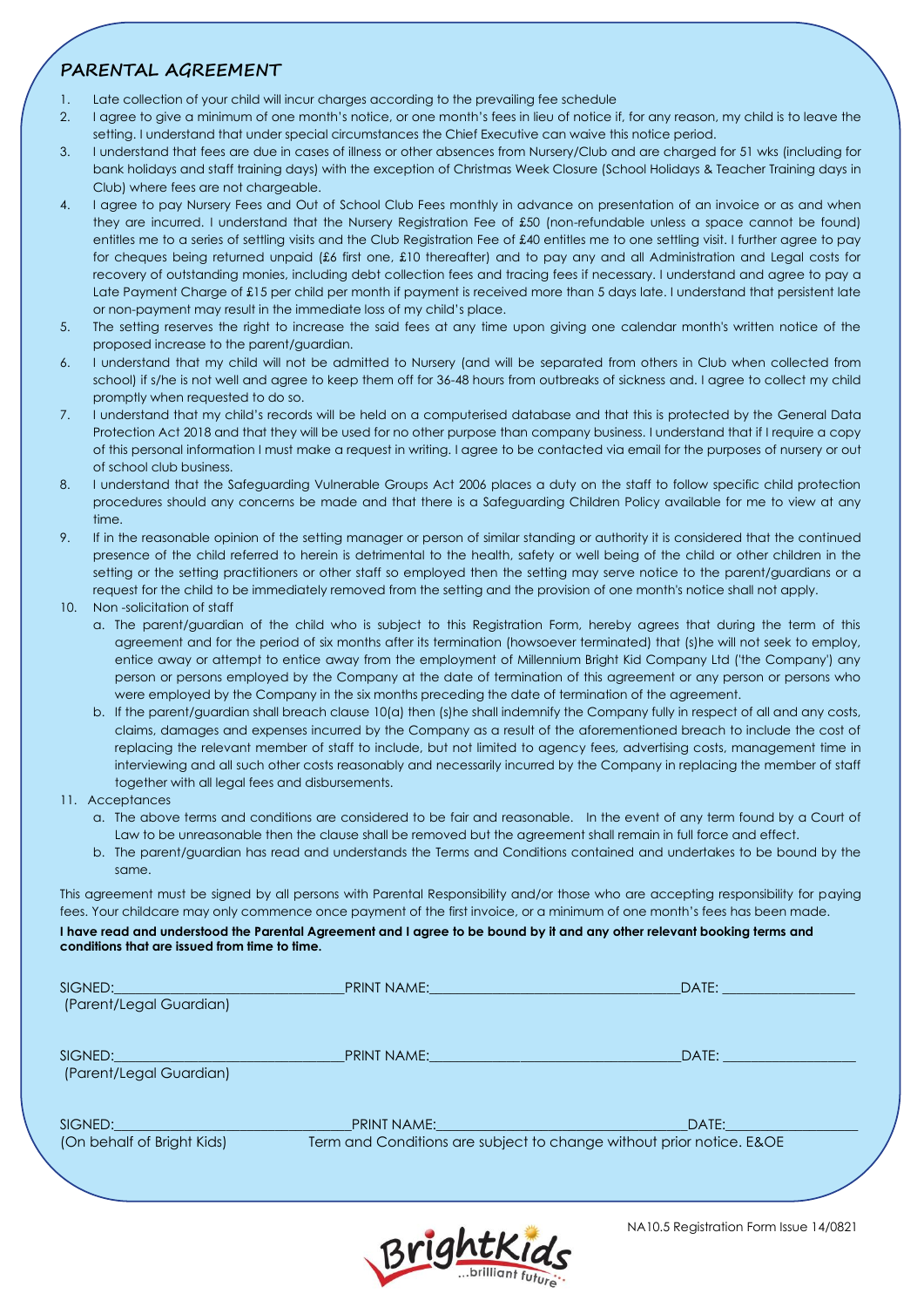## PARENTAL AGREEMENT

1. Late collection of your child will incur charges according to the prevailing fee schedule
2. I agree to give a minimum of one month's notice, or one month's fees in lieu of notice if, for any reason, my child is to leave the setting. I understand that under special circumstances the Chief Executive can waive this notice period.
3. I understand that fees are due in cases of illness or other absences from Nursery/Club and are charged for 51 wks (including for bank holidays and staff training days) with the exception of Christmas Week Closure (School Holidays & Teacher Training days in Club) where fees are not chargeable.
4. I agree to pay Nursery Fees and Out of School Club Fees monthly in advance on presentation of an invoice or as and when they are incurred. I understand that the Nursery Registration Fee of £50 (non-refundable unless a space cannot be found) entitles me to a series of settling visits and the Club Registration Fee of £40 entitles me to one settling visit. I further agree to pay for cheques being returned unpaid (£6 first one, £10 thereafter) and to pay any and all Administration and Legal costs for recovery of outstanding monies, including debt collection fees and tracing fees if necessary. I understand and agree to pay a Late Payment Charge of £15 per child per month if payment is received more than 5 days late. I understand that persistent late or non-payment may result in the immediate loss of my child's place.
5. The setting reserves the right to increase the said fees at any time upon giving one calendar month's written notice of the proposed increase to the parent/guardian.
6. I understand that my child will not be admitted to Nursery (and will be separated from others in Club when collected from school) if s/he is not well and agree to keep them off for 36-48 hours from outbreaks of sickness and. I agree to collect my child promptly when requested to do so.
7. I understand that my child's records will be held on a computerised database and that this is protected by the General Data Protection Act 2018 and that they will be used for no other purpose than company business. I understand that if I require a copy of this personal information I must make a request in writing. I agree to be contacted via email for the purposes of nursery or out of school club business.
8. I understand that the Safeguarding Vulnerable Groups Act 2006 places a duty on the staff to follow specific child protection procedures should any concerns be made and that there is a Safeguarding Children Policy available for me to view at any time.
9. If in the reasonable opinion of the setting manager or person of similar standing or authority it is considered that the continued presence of the child referred to herein is detrimental to the health, safety or well being of the child or other children in the setting or the setting practitioners or other staff so employed then the setting may serve notice to the parent/guardians or a request for the child to be immediately removed from the setting and the provision of one month's notice shall not apply.
10. Non -solicitation of staff
    a. The parent/guardian of the child who is subject to this Registration Form, hereby agrees that during the term of this agreement and for the period of six months after its termination (howsoever terminated) that (s)he will not seek to employ, entice away or attempt to entice away from the employment of Millennium Bright Kid Company Ltd ('the Company') any person or persons employed by the Company at the date of termination of this agreement or any person or persons who were employed by the Company in the six months preceding the date of termination of the agreement.
    b. If the parent/guardian shall breach clause 10(a) then (s)he shall indemnify the Company fully in respect of all and any costs, claims, damages and expenses incurred by the Company as a result of the aforementioned breach to include the cost of replacing the relevant member of staff to include, but not limited to agency fees, advertising costs, management time in interviewing and all such other costs reasonably and necessarily incurred by the Company in replacing the member of staff together with all legal fees and disbursements.
11. Acceptances
    a. The above terms and conditions are considered to be fair and reasonable. In the event of any term found by a Court of Law to be unreasonable then the clause shall be removed but the agreement shall remain in full force and effect.
    b. The parent/guardian has read and understands the Terms and Conditions contained and undertakes to be bound by the same.

This agreement must be signed by all persons with Parental Responsibility and/or those who are accepting responsibility for paying fees. Your childcare may only commence once payment of the first invoice, or a minimum of one month's fees has been made.

**I have read and understood the Parental Agreement and I agree to be bound by it and any other relevant booking terms and conditions that are issued from time to time.**

SIGNED:______________________ PRINT NAME:______________________ DATE: ______________
(Parent/Legal Guardian)

SIGNED:______________________ PRINT NAME:______________________ DATE: ______________
(Parent/Legal Guardian)

SIGNED:______________________ PRINT NAME:______________________ DATE:______________
(On behalf of Bright Kids) Term and Conditions are subject to change without prior notice. E&OE

NA10.5 Registration Form Issue 14/0821

BrightKids ...brilliant future